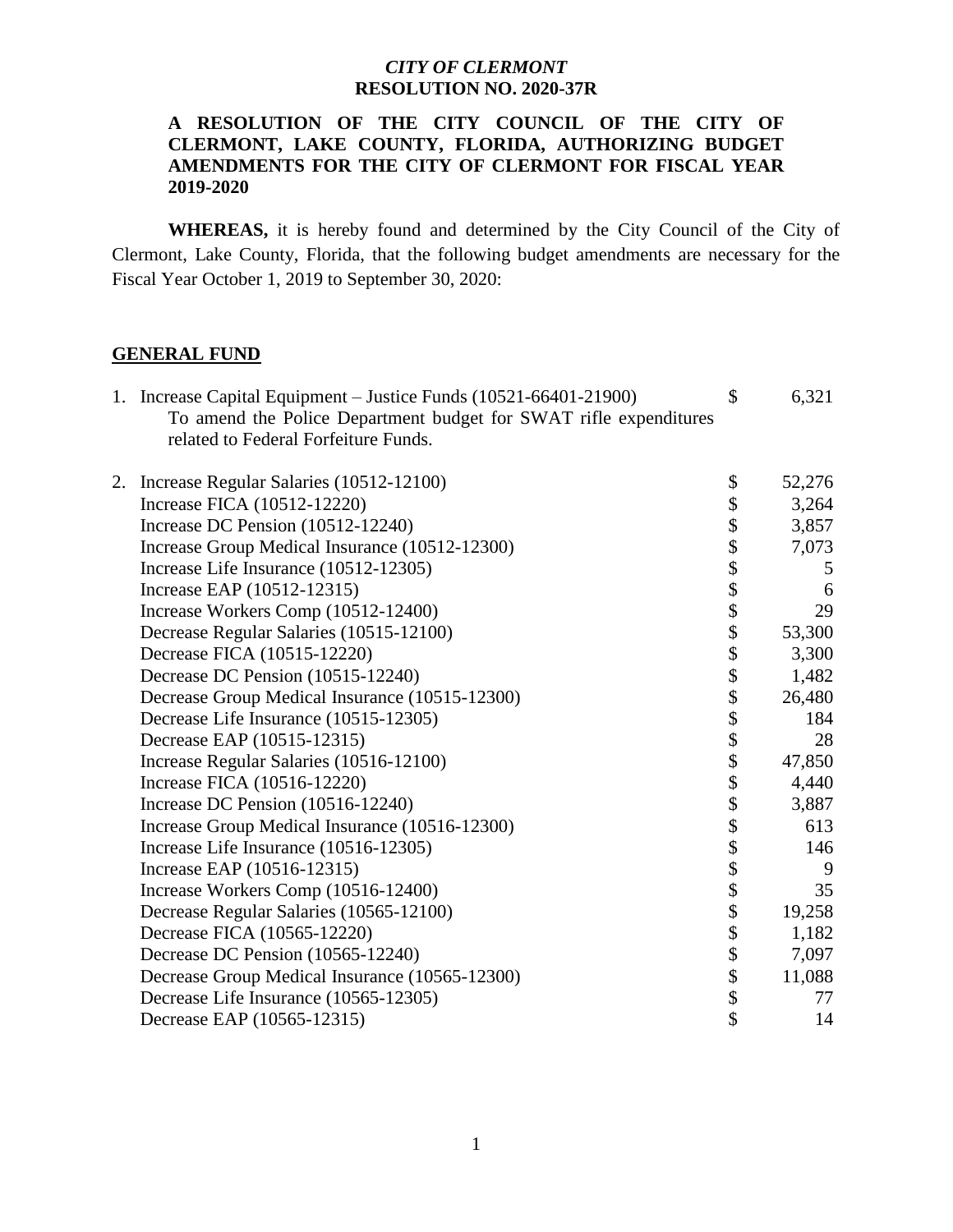*CITY OF CLERMONT*
**RESOLUTION NO. 2020-37R**

**A RESOLUTION OF THE CITY COUNCIL OF THE CITY OF CLERMONT, LAKE COUNTY, FLORIDA, AUTHORIZING BUDGET AMENDMENTS FOR THE CITY OF CLERMONT FOR FISCAL YEAR 2019-2020**

**WHEREAS,** it is hereby found and determined by the City Council of the City of Clermont, Lake County, Florida, that the following budget amendments are necessary for the Fiscal Year October 1, 2019 to September 30, 2020:

## GENERAL FUND

1. Increase Capital Equipment – Justice Funds (10521-66401-21900) $ 6,321
   To amend the Police Department budget for SWAT rifle expenditures related to Federal Forfeiture Funds.

2.

| Item | | Amount |
|---|---|---|
| Increase Regular Salaries (10512-12100) | $ | 52,276 |
| Increase FICA (10512-12220) | $ | 3,264 |
| Increase DC Pension (10512-12240) | $ | 3,857 |
| Increase Group Medical Insurance (10512-12300) | $ | 7,073 |
| Increase Life Insurance (10512-12305) | $ | 5 |
| Increase EAP (10512-12315) | $ | 6 |
| Increase Workers Comp (10512-12400) | $ | 29 |
| Decrease Regular Salaries (10515-12100) | $ | 53,300 |
| Decrease FICA (10515-12220) | $ | 3,300 |
| Decrease DC Pension (10515-12240) | $ | 1,482 |
| Decrease Group Medical Insurance (10515-12300) | $ | 26,480 |
| Decrease Life Insurance (10515-12305) | $ | 184 |
| Decrease EAP (10515-12315) | $ | 28 |
| Increase Regular Salaries (10516-12100) | $ | 47,850 |
| Increase FICA (10516-12220) | $ | 4,440 |
| Increase DC Pension (10516-12240) | $ | 3,887 |
| Increase Group Medical Insurance (10516-12300) | $ | 613 |
| Increase Life Insurance (10516-12305) | $ | 146 |
| Increase EAP (10516-12315) | $ | 9 |
| Increase Workers Comp (10516-12400) | $ | 35 |
| Decrease Regular Salaries (10565-12100) | $ | 19,258 |
| Decrease FICA (10565-12220) | $ | 1,182 |
| Decrease DC Pension (10565-12240) | $ | 7,097 |
| Decrease Group Medical Insurance (10565-12300) | $ | 11,088 |
| Decrease Life Insurance (10565-12305) | $ | 77 |
| Decrease EAP (10565-12315) | $ | 14 |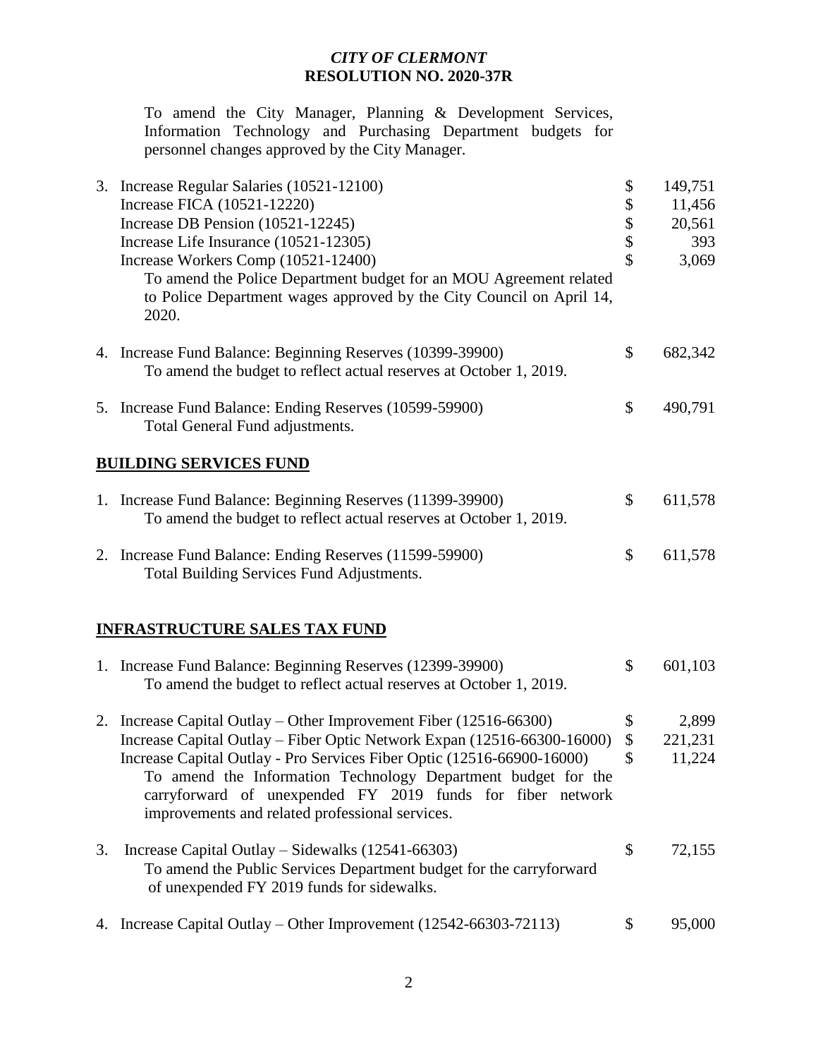*CITY OF CLERMONT*
**RESOLUTION NO. 2020-37R**

To amend the City Manager, Planning & Development Services, Information Technology and Purchasing Department budgets for personnel changes approved by the City Manager.

| | | | |
|---|---|---|---|
| 3. | Increase Regular Salaries (10521-12100) | $ | 149,751 |
| | Increase FICA (10521-12220) | $ | 11,456 |
| | Increase DB Pension (10521-12245) | $ | 20,561 |
| | Increase Life Insurance (10521-12305) | $ | 393 |
| | Increase Workers Comp (10521-12400) | $ | 3,069 |
| | To amend the Police Department budget for an MOU Agreement related to Police Department wages approved by the City Council on April 14, 2020. | | |
| 4. | Increase Fund Balance: Beginning Reserves (10399-39900) | $ | 682,342 |
| | To amend the budget to reflect actual reserves at October 1, 2019. | | |
| 5. | Increase Fund Balance: Ending Reserves (10599-59900) | $ | 490,791 |
| | Total General Fund adjustments. | | |

**BUILDING SERVICES FUND**

| | | | |
|---|---|---|---|
| 1. | Increase Fund Balance: Beginning Reserves (11399-39900) | $ | 611,578 |
| | To amend the budget to reflect actual reserves at October 1, 2019. | | |
| 2. | Increase Fund Balance: Ending Reserves (11599-59900) | $ | 611,578 |
| | Total Building Services Fund Adjustments. | | |

**INFRASTRUCTURE SALES TAX FUND**

| | | | |
|---|---|---|---|
| 1. | Increase Fund Balance: Beginning Reserves (12399-39900) | $ | 601,103 |
| | To amend the budget to reflect actual reserves at October 1, 2019. | | |
| 2. | Increase Capital Outlay – Other Improvement Fiber (12516-66300) | $ | 2,899 |
| | Increase Capital Outlay – Fiber Optic Network Expan (12516-66300-16000) | $ | 221,231 |
| | Increase Capital Outlay - Pro Services Fiber Optic (12516-66900-16000) | $ | 11,224 |
| | To amend the Information Technology Department budget for the carryforward of unexpended FY 2019 funds for fiber network improvements and related professional services. | | |
| 3. | Increase Capital Outlay – Sidewalks (12541-66303) | $ | 72,155 |
| | To amend the Public Services Department budget for the carryforward of unexpended FY 2019 funds for sidewalks. | | |
| 4. | Increase Capital Outlay – Other Improvement (12542-66303-72113) | $ | 95,000 |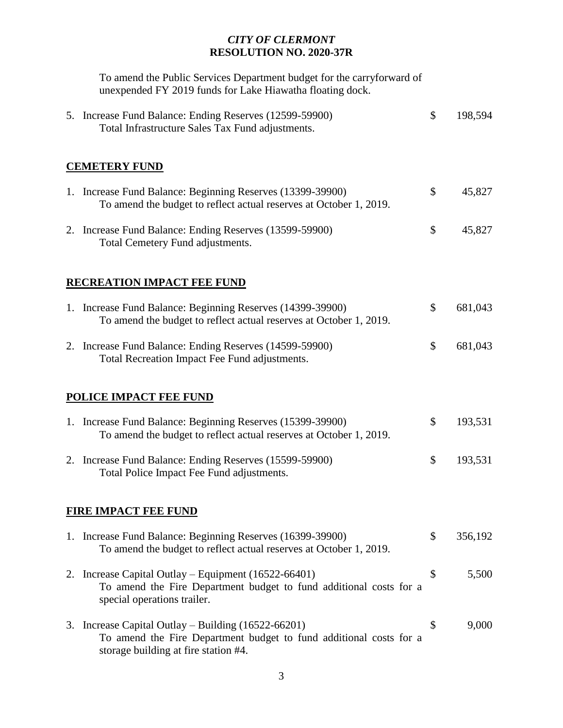To amend the Public Services Department budget for the carryforward of unexpended FY 2019 funds for Lake Hiawatha floating dock.

5. Increase Fund Balance: Ending Reserves (12599-59900) $ 198,594
   Total Infrastructure Sales Tax Fund adjustments.

## CEMETERY FUND

1. Increase Fund Balance: Beginning Reserves (13399-39900) $ 45,827
   To amend the budget to reflect actual reserves at October 1, 2019.

2. Increase Fund Balance: Ending Reserves (13599-59900) $ 45,827
   Total Cemetery Fund adjustments.

## RECREATION IMPACT FEE FUND

1. Increase Fund Balance: Beginning Reserves (14399-39900) $ 681,043
   To amend the budget to reflect actual reserves at October 1, 2019.

2. Increase Fund Balance: Ending Reserves (14599-59900) $ 681,043
   Total Recreation Impact Fee Fund adjustments.

## POLICE IMPACT FEE FUND

1. Increase Fund Balance: Beginning Reserves (15399-39900) $ 193,531
   To amend the budget to reflect actual reserves at October 1, 2019.

2. Increase Fund Balance: Ending Reserves (15599-59900) $ 193,531
   Total Police Impact Fee Fund adjustments.

## FIRE IMPACT FEE FUND

1. Increase Fund Balance: Beginning Reserves (16399-39900) $ 356,192
   To amend the budget to reflect actual reserves at October 1, 2019.

2. Increase Capital Outlay – Equipment (16522-66401) $ 5,500
   To amend the Fire Department budget to fund additional costs for a special operations trailer.

3. Increase Capital Outlay – Building (16522-66201) $ 9,000
   To amend the Fire Department budget to fund additional costs for a storage building at fire station #4.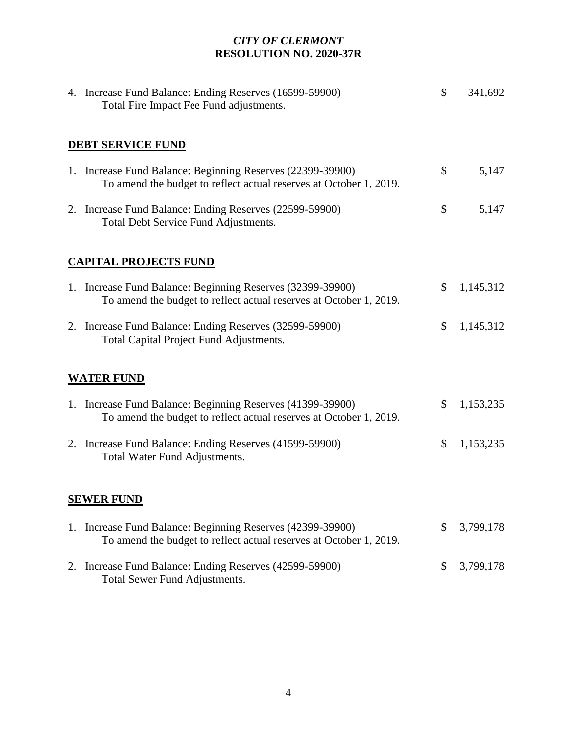*CITY OF CLERMONT*
**RESOLUTION NO. 2020-37R**

| | | |
|---|---|---|
| 4. Increase Fund Balance: Ending Reserves (16599-59900)<br>Total Fire Impact Fee Fund adjustments. | $ | 341,692 |

**DEBT SERVICE FUND**

| | | |
|---|---|---|
| 1. Increase Fund Balance: Beginning Reserves (22399-39900)<br>To amend the budget to reflect actual reserves at October 1, 2019. | $ | 5,147 |
| 2. Increase Fund Balance: Ending Reserves (22599-59900)<br>Total Debt Service Fund Adjustments. | $ | 5,147 |

**CAPITAL PROJECTS FUND**

| | | |
|---|---|---|
| 1. Increase Fund Balance: Beginning Reserves (32399-39900)<br>To amend the budget to reflect actual reserves at October 1, 2019. | $ | 1,145,312 |
| 2. Increase Fund Balance: Ending Reserves (32599-59900)<br>Total Capital Project Fund Adjustments. | $ | 1,145,312 |

**WATER FUND**

| | | |
|---|---|---|
| 1. Increase Fund Balance: Beginning Reserves (41399-39900)<br>To amend the budget to reflect actual reserves at October 1, 2019. | $ | 1,153,235 |
| 2. Increase Fund Balance: Ending Reserves (41599-59900)<br>Total Water Fund Adjustments. | $ | 1,153,235 |

**SEWER FUND**

| | | |
|---|---|---|
| 1. Increase Fund Balance: Beginning Reserves (42399-39900)<br>To amend the budget to reflect actual reserves at October 1, 2019. | $ | 3,799,178 |
| 2. Increase Fund Balance: Ending Reserves (42599-59900)<br>Total Sewer Fund Adjustments. | $ | 3,799,178 |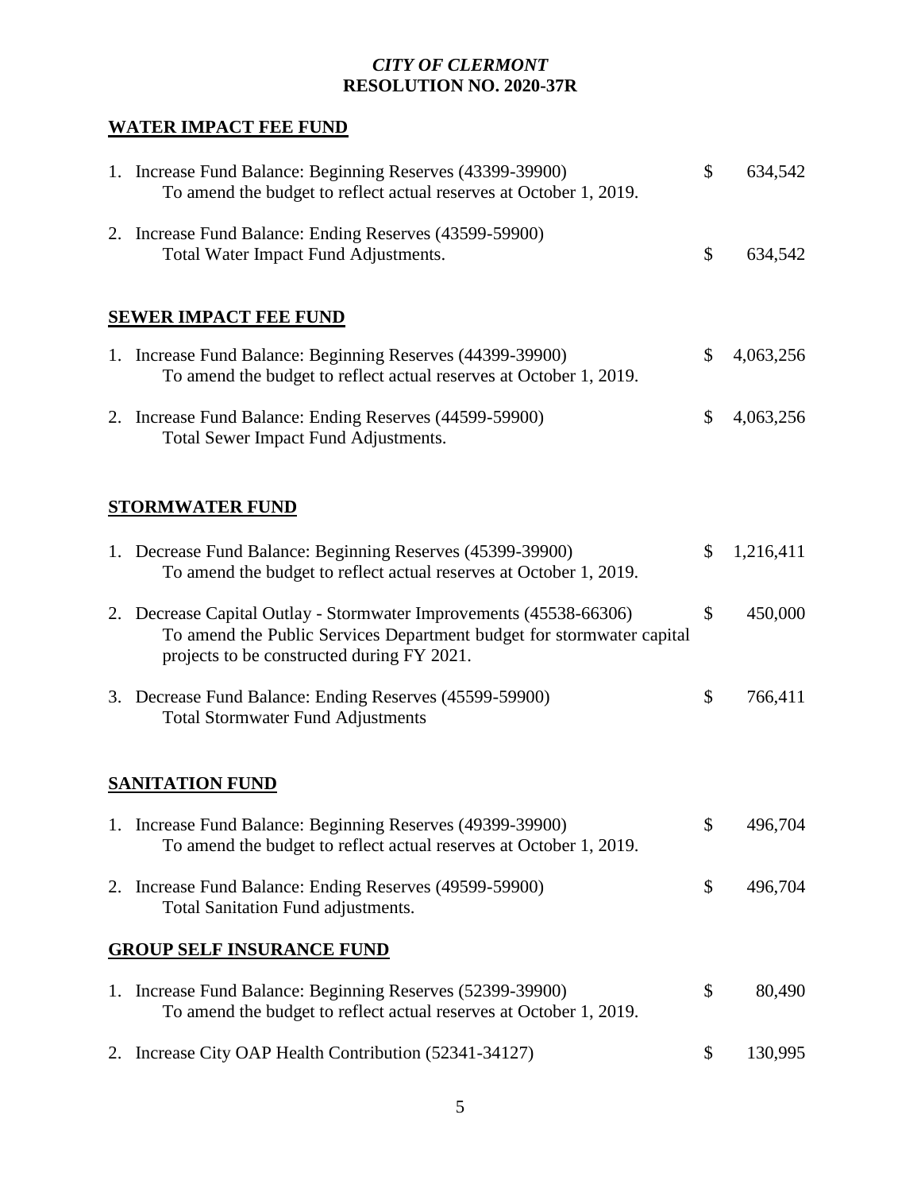*CITY OF CLERMONT*
**RESOLUTION NO. 2020-37R**

**WATER IMPACT FEE FUND**

1. Increase Fund Balance: Beginning Reserves (43399-39900) $ 634,542
   To amend the budget to reflect actual reserves at October 1, 2019.

2. Increase Fund Balance: Ending Reserves (43599-59900)
   Total Water Impact Fund Adjustments. $ 634,542

**SEWER IMPACT FEE FUND**

1. Increase Fund Balance: Beginning Reserves (44399-39900) $ 4,063,256
   To amend the budget to reflect actual reserves at October 1, 2019.

2. Increase Fund Balance: Ending Reserves (44599-59900) $ 4,063,256
   Total Sewer Impact Fund Adjustments.

**STORMWATER FUND**

1. Decrease Fund Balance: Beginning Reserves (45399-39900) $ 1,216,411
   To amend the budget to reflect actual reserves at October 1, 2019.

2. Decrease Capital Outlay - Stormwater Improvements (45538-66306) $ 450,000
   To amend the Public Services Department budget for stormwater capital projects to be constructed during FY 2021.

3. Decrease Fund Balance: Ending Reserves (45599-59900) $ 766,411
   Total Stormwater Fund Adjustments

**SANITATION FUND**

1. Increase Fund Balance: Beginning Reserves (49399-39900) $ 496,704
   To amend the budget to reflect actual reserves at October 1, 2019.

2. Increase Fund Balance: Ending Reserves (49599-59900) $ 496,704
   Total Sanitation Fund adjustments.

**GROUP SELF INSURANCE FUND**

1. Increase Fund Balance: Beginning Reserves (52399-39900) $ 80,490
   To amend the budget to reflect actual reserves at October 1, 2019.

2. Increase City OAP Health Contribution (52341-34127) $ 130,995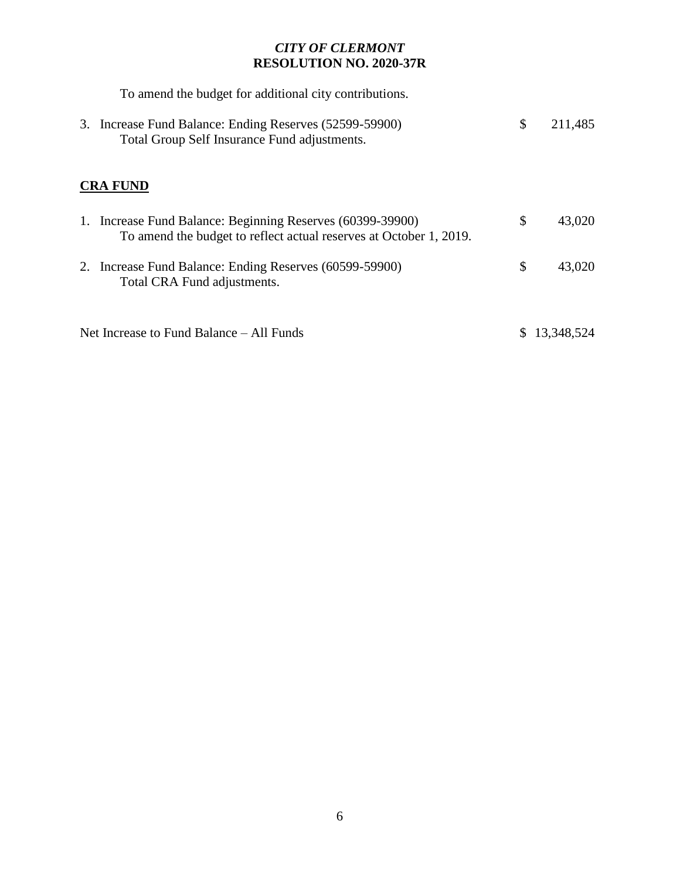*CITY OF CLERMONT*
**RESOLUTION NO. 2020-37R**

To amend the budget for additional city contributions.

3. Increase Fund Balance: Ending Reserves (52599-59900) $ 211,485
   Total Group Self Insurance Fund adjustments.

**CRA FUND**

1. Increase Fund Balance: Beginning Reserves (60399-39900) $ 43,020
   To amend the budget to reflect actual reserves at October 1, 2019.
2. Increase Fund Balance: Ending Reserves (60599-59900) $ 43,020
   Total CRA Fund adjustments.

Net Increase to Fund Balance – All Funds $ 13,348,524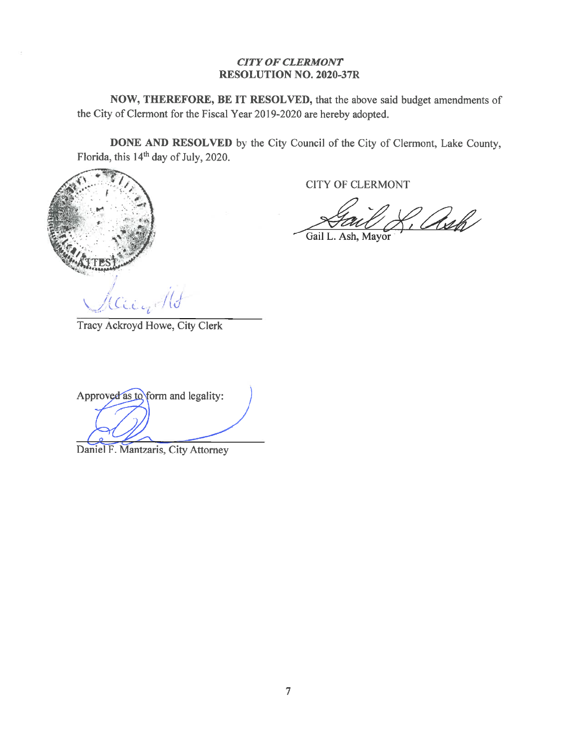***CITY OF CLERMONT***
**RESOLUTION NO. 2020-37R**

**NOW, THEREFORE, BE IT RESOLVED,** that the above said budget amendments of the City of Clermont for the Fiscal Year 2019-2020 are hereby adopted.

**DONE AND RESOLVED** by the City Council of the City of Clermont, Lake County, Florida, this 14th day of July, 2020.

CITY OF CLERMONT

Gail L. Ash, Mayor

ATTEST:

Tracy Ackroyd Howe, City Clerk

Approved as to form and legality:

Daniel F. Mantzaris, City Attorney